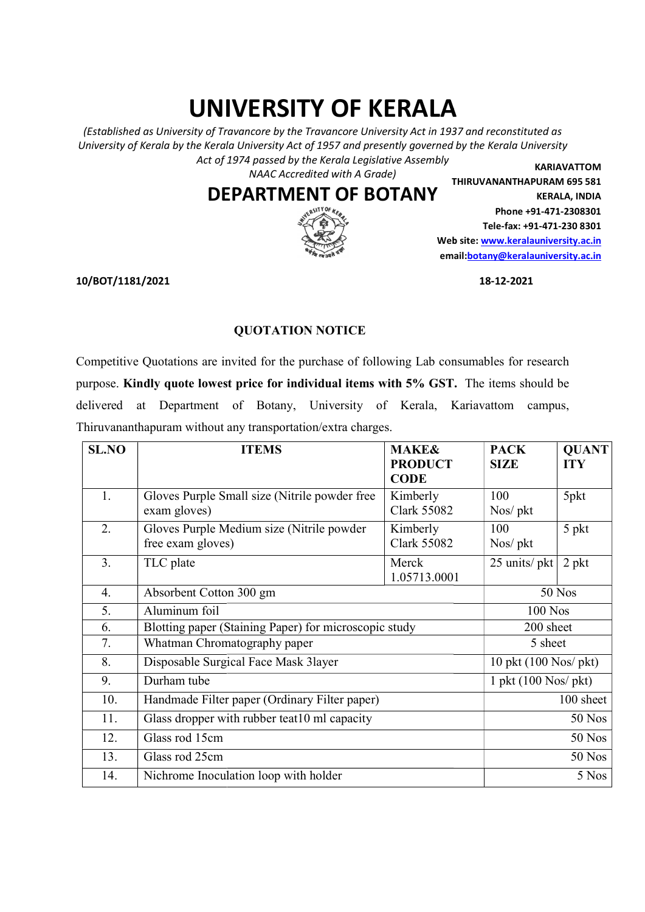# UNIVERSITY OF KERALA

*(Established as University of Travancore by the Travancore University Act in 1937 and reconstituted as University of Kerala by the Kerala University Act of 1957 and presently governed by the Kerala University Act of 1974 passed by the Kerala Legislative Assembly*
*NAAC Accredited with A Grade)*

## DEPARTMENT OF BOTANY

**KARIAVATTOM**
**THIRUVANANTHAPURAM 695 581**
**KERALA, INDIA**
**Phone +91-471-2308301**
**Tele-fax: +91-471-230 8301**
**Web site: www.keralauniversity.ac.in**
**email:botany@keralauniversity.ac.in**

**10/BOT/1181/2021** **18-12-2021**

### QUOTATION NOTICE

Competitive Quotations are invited for the purchase of following Lab consumables for research purpose. **Kindly quote lowest price for individual items with 5% GST.** The items should be delivered at Department of Botany, University of Kerala, Kariavattom campus, Thiruvananthapuram without any transportation/extra charges.

| SL.NO | ITEMS | MAKE& PRODUCT CODE | PACK SIZE | QUANTITY |
|---|---|---|---|---|
| 1. | Gloves Purple Small size (Nitrile powder free exam gloves) | Kimberly Clark 55082 | 100 Nos/ pkt | 5pkt |
| 2. | Gloves Purple Medium size (Nitrile powder free exam gloves) | Kimberly Clark 55082 | 100 Nos/ pkt | 5 pkt |
| 3. | TLC plate | Merck 1.05713.0001 | 25 units/ pkt | 2 pkt |
| 4. | Absorbent Cotton 300 gm | | | 50 Nos |
| 5. | Aluminum foil | | | 100 Nos |
| 6. | Blotting paper (Staining Paper) for microscopic study | | | 200 sheet |
| 7. | Whatman Chromatography paper | | | 5 sheet |
| 8. | Disposable Surgical Face Mask 3layer | | | 10 pkt (100 Nos/ pkt) |
| 9. | Durham tube | | | 1 pkt (100 Nos/ pkt) |
| 10. | Handmade Filter paper (Ordinary Filter paper) | | | 100 sheet |
| 11. | Glass dropper with rubber teat10 ml capacity | | | 50 Nos |
| 12. | Glass rod 15cm | | | 50 Nos |
| 13. | Glass rod 25cm | | | 50 Nos |
| 14. | Nichrome Inoculation loop with holder | | | 5 Nos |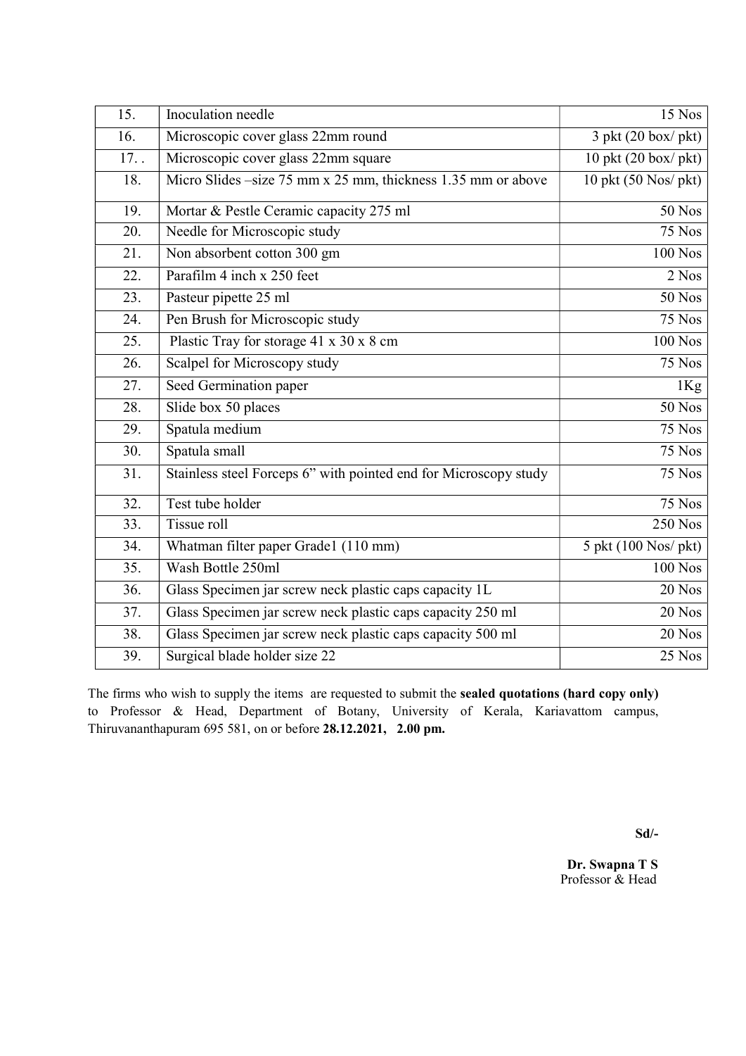| | | |
|---|---|---|
| 15. | Inoculation needle | 15 Nos |
| 16. | Microscopic cover glass 22mm round | 3 pkt (20 box/ pkt) |
| 17. . | Microscopic cover glass 22mm square | 10 pkt (20 box/ pkt) |
| 18. | Micro Slides –size 75 mm x 25 mm, thickness 1.35 mm or above | 10 pkt (50 Nos/ pkt) |
| 19. | Mortar & Pestle Ceramic capacity 275 ml | 50 Nos |
| 20. | Needle for Microscopic study | 75 Nos |
| 21. | Non absorbent cotton 300 gm | 100 Nos |
| 22. | Parafilm 4 inch x 250 feet | 2 Nos |
| 23. | Pasteur pipette 25 ml | 50 Nos |
| 24. | Pen Brush for Microscopic study | 75 Nos |
| 25. | Plastic Tray for storage 41 x 30 x 8 cm | 100 Nos |
| 26. | Scalpel for Microscopy study | 75 Nos |
| 27. | Seed Germination paper | 1Kg |
| 28. | Slide box 50 places | 50 Nos |
| 29. | Spatula medium | 75 Nos |
| 30. | Spatula small | 75 Nos |
| 31. | Stainless steel Forceps 6" with pointed end for Microscopy study | 75 Nos |
| 32. | Test tube holder | 75 Nos |
| 33. | Tissue roll | 250 Nos |
| 34. | Whatman filter paper Grade1 (110 mm) | 5 pkt (100 Nos/ pkt) |
| 35. | Wash Bottle 250ml | 100 Nos |
| 36. | Glass Specimen jar screw neck plastic caps capacity 1L | 20 Nos |
| 37. | Glass Specimen jar screw neck plastic caps capacity 250 ml | 20 Nos |
| 38. | Glass Specimen jar screw neck plastic caps capacity 500 ml | 20 Nos |
| 39. | Surgical blade holder size 22 | 25 Nos |

The firms who wish to supply the items are requested to submit the **sealed quotations (hard copy only)** to Professor & Head, Department of Botany, University of Kerala, Kariavattom campus, Thiruvananthapuram 695 581, on or before **28.12.2021, 2.00 pm.**

**Sd/-**

**Dr. Swapna T S**
Professor & Head